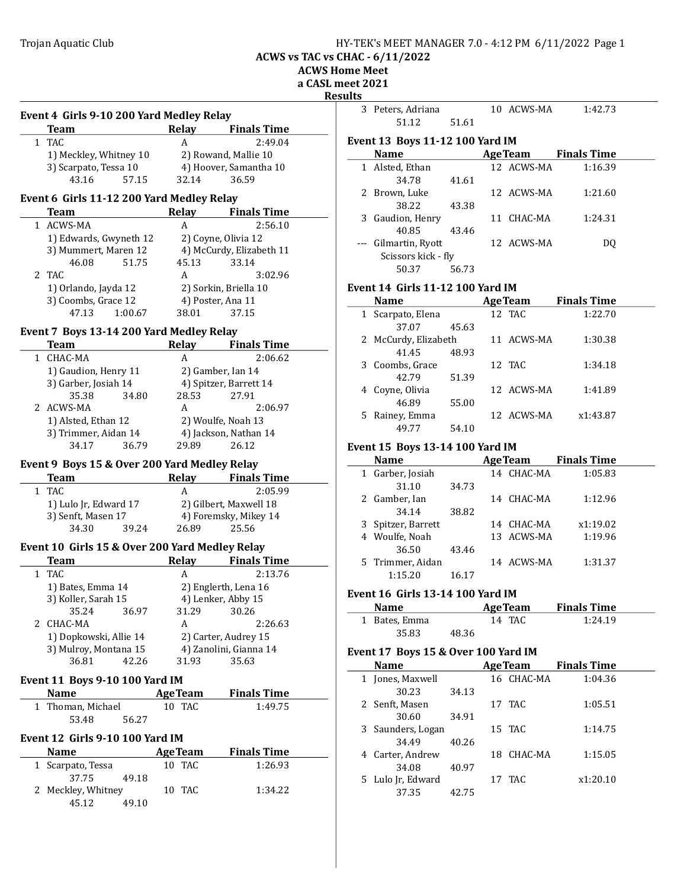Trojan Aquatic Club — HY-TEK's MEET MANAGER 7.0 - 4:12 PM 6/11/2022 Page 1

# ACWS vs TAC vs CHAC - 6/11/2022

## ACWS Home Meet

## a CASL meet 2021

## Results

### Event 4 Girls 9-10 200 Yard Medley Relay

| | Team | Relay | Finals Time |
|---|---|---|---|
| 1 | TAC | A | 2:49.04 |
| | 1) Meckley, Whitney 10 | 2) Rowand, Mallie 10 | |
| | 3) Scarpato, Tessa 10 | 4) Hoover, Samantha 10 | |
| | 43.16 57.15 | 32.14 36.59 | |

### Event 6 Girls 11-12 200 Yard Medley Relay

| | Team | Relay | Finals Time |
|---|---|---|---|
| 1 | ACWS-MA | A | 2:56.10 |
| | 1) Edwards, Gwyneth 12 | 2) Coyne, Olivia 12 | |
| | 3) Mummert, Maren 12 | 4) McCurdy, Elizabeth 11 | |
| | 46.08 51.75 | 45.13 33.14 | |
| 2 | TAC | A | 3:02.96 |
| | 1) Orlando, Jayda 12 | 2) Sorkin, Briella 10 | |
| | 3) Coombs, Grace 12 | 4) Poster, Ana 11 | |
| | 47.13 1:00.67 | 38.01 37.15 | |

### Event 7 Boys 13-14 200 Yard Medley Relay

| | Team | Relay | Finals Time |
|---|---|---|---|
| 1 | CHAC-MA | A | 2:06.62 |
| | 1) Gaudion, Henry 11 | 2) Gamber, Ian 14 | |
| | 3) Garber, Josiah 14 | 4) Spitzer, Barrett 14 | |
| | 35.38 34.80 | 28.53 27.91 | |
| 2 | ACWS-MA | A | 2:06.97 |
| | 1) Alsted, Ethan 12 | 2) Woulfe, Noah 13 | |
| | 3) Trimmer, Aidan 14 | 4) Jackson, Nathan 14 | |
| | 34.17 36.79 | 29.89 26.12 | |

### Event 9 Boys 15 & Over 200 Yard Medley Relay

| | Team | Relay | Finals Time |
|---|---|---|---|
| 1 | TAC | A | 2:05.99 |
| | 1) Lulo Jr, Edward 17 | 2) Gilbert, Maxwell 18 | |
| | 3) Senft, Masen 17 | 4) Foremsky, Mikey 14 | |
| | 34.30 39.24 | 26.89 25.56 | |

### Event 10 Girls 15 & Over 200 Yard Medley Relay

| | Team | Relay | Finals Time |
|---|---|---|---|
| 1 | TAC | A | 2:13.76 |
| | 1) Bates, Emma 14 | 2) Englerth, Lena 16 | |
| | 3) Koller, Sarah 15 | 4) Lenker, Abby 15 | |
| | 35.24 36.97 | 31.29 30.26 | |
| 2 | CHAC-MA | A | 2:26.63 |
| | 1) Dopkowski, Allie 14 | 2) Carter, Audrey 15 | |
| | 3) Mulroy, Montana 15 | 4) Zanolini, Gianna 14 | |
| | 36.81 42.26 | 31.93 35.63 | |

### Event 11 Boys 9-10 100 Yard IM

| | Name | Age | Team | Finals Time |
|---|---|---|---|---|
| 1 | Thoman, Michael | 10 | TAC | 1:49.75 |
| | 53.48 56.27 | | | |

### Event 12 Girls 9-10 100 Yard IM

| | Name | Age | Team | Finals Time |
|---|---|---|---|---|
| 1 | Scarpato, Tessa | 10 | TAC | 1:26.93 |
| | 37.75 49.18 | | | |
| 2 | Meckley, Whitney | 10 | TAC | 1:34.22 |
| | 45.12 49.10 | | | |
| 3 | Peters, Adriana | 10 | ACWS-MA | 1:42.73 |
| | 51.12 51.61 | | | |

### Event 13 Boys 11-12 100 Yard IM

| | Name | Age | Team | Finals Time |
|---|---|---|---|---|
| 1 | Alsted, Ethan | 12 | ACWS-MA | 1:16.39 |
| | 34.78 41.61 | | | |
| 2 | Brown, Luke | 12 | ACWS-MA | 1:21.60 |
| | 38.22 43.38 | | | |
| 3 | Gaudion, Henry | 11 | CHAC-MA | 1:24.31 |
| | 40.85 43.46 | | | |
| --- | Gilmartin, Ryott | 12 | ACWS-MA | DQ |
| | Scissors kick - fly | | | |
| | 50.37 56.73 | | | |

### Event 14 Girls 11-12 100 Yard IM

| | Name | Age | Team | Finals Time |
|---|---|---|---|---|
| 1 | Scarpato, Elena | 12 | TAC | 1:22.70 |
| | 37.07 45.63 | | | |
| 2 | McCurdy, Elizabeth | 11 | ACWS-MA | 1:30.38 |
| | 41.45 48.93 | | | |
| 3 | Coombs, Grace | 12 | TAC | 1:34.18 |
| | 42.79 51.39 | | | |
| 4 | Coyne, Olivia | 12 | ACWS-MA | 1:41.89 |
| | 46.89 55.00 | | | |
| 5 | Rainey, Emma | 12 | ACWS-MA | x1:43.87 |
| | 49.77 54.10 | | | |

### Event 15 Boys 13-14 100 Yard IM

| | Name | Age | Team | Finals Time |
|---|---|---|---|---|
| 1 | Garber, Josiah | 14 | CHAC-MA | 1:05.83 |
| | 31.10 34.73 | | | |
| 2 | Gamber, Ian | 14 | CHAC-MA | 1:12.96 |
| | 34.14 38.82 | | | |
| 3 | Spitzer, Barrett | 14 | CHAC-MA | x1:19.02 |
| 4 | Woulfe, Noah | 13 | ACWS-MA | 1:19.96 |
| | 36.50 43.46 | | | |
| 5 | Trimmer, Aidan | 14 | ACWS-MA | 1:31.37 |
| | 1:15.20 16.17 | | | |

### Event 16 Girls 13-14 100 Yard IM

| | Name | Age | Team | Finals Time |
|---|---|---|---|---|
| 1 | Bates, Emma | 14 | TAC | 1:24.19 |
| | 35.83 48.36 | | | |

### Event 17 Boys 15 & Over 100 Yard IM

| | Name | Age | Team | Finals Time |
|---|---|---|---|---|
| 1 | Jones, Maxwell | 16 | CHAC-MA | 1:04.36 |
| | 30.23 34.13 | | | |
| 2 | Senft, Masen | 17 | TAC | 1:05.51 |
| | 30.60 34.91 | | | |
| 3 | Saunders, Logan | 15 | TAC | 1:14.75 |
| | 34.49 40.26 | | | |
| 4 | Carter, Andrew | 18 | CHAC-MA | 1:15.05 |
| | 34.08 40.97 | | | |
| 5 | Lulo Jr, Edward | 17 | TAC | x1:20.10 |
| | 37.35 42.75 | | | |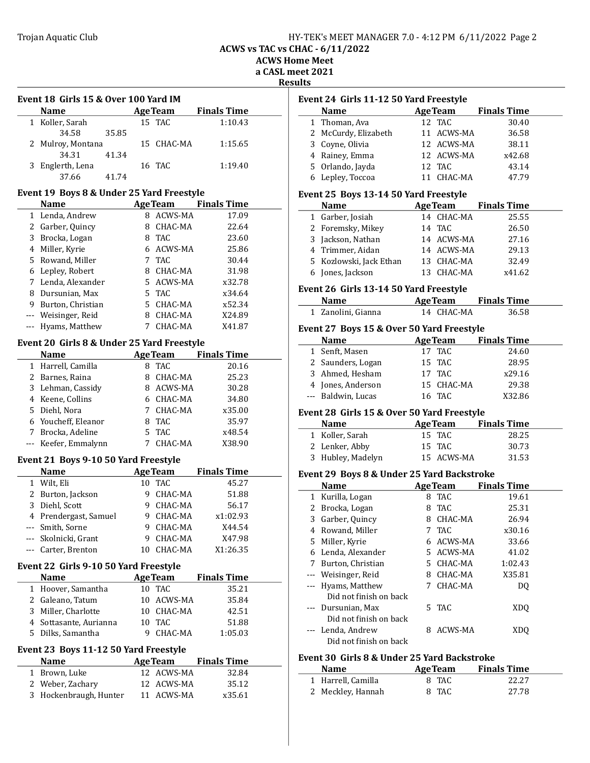## Event 18 Girls 15 & Over 100 Yard IM

| | Name | Age | Team | Finals Time |
|---|---|---|---|---|
| 1 | Koller, Sarah | 15 | TAC | 1:10.43 |
| | 34.58 35.85 | | | |
| 2 | Mulroy, Montana | 15 | CHAC-MA | 1:15.65 |
| | 34.31 41.34 | | | |
| 3 | Englerth, Lena | 16 | TAC | 1:19.40 |
| | 37.66 41.74 | | | |

## Event 19 Boys 8 & Under 25 Yard Freestyle

| | Name | Age | Team | Finals Time |
|---|---|---|---|---|
| 1 | Lenda, Andrew | 8 | ACWS-MA | 17.09 |
| 2 | Garber, Quincy | 8 | CHAC-MA | 22.64 |
| 3 | Brocka, Logan | 8 | TAC | 23.60 |
| 4 | Miller, Kyrie | 6 | ACWS-MA | 25.86 |
| 5 | Rowand, Miller | 7 | TAC | 30.44 |
| 6 | Lepley, Robert | 8 | CHAC-MA | 31.98 |
| 7 | Lenda, Alexander | 5 | ACWS-MA | x32.78 |
| 8 | Dursunian, Max | 5 | TAC | x34.64 |
| 9 | Burton, Christian | 5 | CHAC-MA | x52.34 |
| --- | Weisinger, Reid | 8 | CHAC-MA | X24.89 |
| --- | Hyams, Matthew | 7 | CHAC-MA | X41.87 |

## Event 20 Girls 8 & Under 25 Yard Freestyle

| | Name | Age | Team | Finals Time |
|---|---|---|---|---|
| 1 | Harrell, Camilla | 8 | TAC | 20.16 |
| 2 | Barnes, Raina | 8 | CHAC-MA | 25.23 |
| 3 | Lehman, Cassidy | 8 | ACWS-MA | 30.28 |
| 4 | Keene, Collins | 6 | CHAC-MA | 34.80 |
| 5 | Diehl, Nora | 7 | CHAC-MA | x35.00 |
| 6 | Youcheff, Eleanor | 8 | TAC | 35.97 |
| 7 | Brocka, Adeline | 5 | TAC | x48.54 |
| --- | Keefer, Emmalynn | 7 | CHAC-MA | X38.90 |

## Event 21 Boys 9-10 50 Yard Freestyle

| | Name | Age | Team | Finals Time |
|---|---|---|---|---|
| 1 | Wilt, Eli | 10 | TAC | 45.27 |
| 2 | Burton, Jackson | 9 | CHAC-MA | 51.88 |
| 3 | Diehl, Scott | 9 | CHAC-MA | 56.17 |
| 4 | Prendergast, Samuel | 9 | CHAC-MA | x1:02.93 |
| --- | Smith, Sorne | 9 | CHAC-MA | X44.54 |
| --- | Skolnicki, Grant | 9 | CHAC-MA | X47.98 |
| --- | Carter, Brenton | 10 | CHAC-MA | X1:26.35 |

## Event 22 Girls 9-10 50 Yard Freestyle

| | Name | Age | Team | Finals Time |
|---|---|---|---|---|
| 1 | Hoover, Samantha | 10 | TAC | 35.21 |
| 2 | Galeano, Tatum | 10 | ACWS-MA | 35.84 |
| 3 | Miller, Charlotte | 10 | CHAC-MA | 42.51 |
| 4 | Sottasante, Aurianna | 10 | TAC | 51.88 |
| 5 | Dilks, Samantha | 9 | CHAC-MA | 1:05.03 |

## Event 23 Boys 11-12 50 Yard Freestyle

| | Name | Age | Team | Finals Time |
|---|---|---|---|---|
| 1 | Brown, Luke | 12 | ACWS-MA | 32.84 |
| 2 | Weber, Zachary | 12 | ACWS-MA | 35.12 |
| 3 | Hockenbraugh, Hunter | 11 | ACWS-MA | x35.61 |

## Event 24 Girls 11-12 50 Yard Freestyle

| | Name | Age | Team | Finals Time |
|---|---|---|---|---|
| 1 | Thoman, Ava | 12 | TAC | 30.40 |
| 2 | McCurdy, Elizabeth | 11 | ACWS-MA | 36.58 |
| 3 | Coyne, Olivia | 12 | ACWS-MA | 38.11 |
| 4 | Rainey, Emma | 12 | ACWS-MA | x42.68 |
| 5 | Orlando, Jayda | 12 | TAC | 43.14 |
| 6 | Lepley, Toccoa | 11 | CHAC-MA | 47.79 |

## Event 25 Boys 13-14 50 Yard Freestyle

| | Name | Age | Team | Finals Time |
|---|---|---|---|---|
| 1 | Garber, Josiah | 14 | CHAC-MA | 25.55 |
| 2 | Foremsky, Mikey | 14 | TAC | 26.50 |
| 3 | Jackson, Nathan | 14 | ACWS-MA | 27.16 |
| 4 | Trimmer, Aidan | 14 | ACWS-MA | 29.13 |
| 5 | Kozlowski, Jack Ethan | 13 | CHAC-MA | 32.49 |
| 6 | Jones, Jackson | 13 | CHAC-MA | x41.62 |

## Event 26 Girls 13-14 50 Yard Freestyle

| | Name | Age | Team | Finals Time |
|---|---|---|---|---|
| 1 | Zanolini, Gianna | 14 | CHAC-MA | 36.58 |

## Event 27 Boys 15 & Over 50 Yard Freestyle

| | Name | Age | Team | Finals Time |
|---|---|---|---|---|
| 1 | Senft, Masen | 17 | TAC | 24.60 |
| 2 | Saunders, Logan | 15 | TAC | 28.95 |
| 3 | Ahmed, Hesham | 17 | TAC | x29.16 |
| 4 | Jones, Anderson | 15 | CHAC-MA | 29.38 |
| --- | Baldwin, Lucas | 16 | TAC | X32.86 |

## Event 28 Girls 15 & Over 50 Yard Freestyle

| | Name | Age | Team | Finals Time |
|---|---|---|---|---|
| 1 | Koller, Sarah | 15 | TAC | 28.25 |
| 2 | Lenker, Abby | 15 | TAC | 30.73 |
| 3 | Hubley, Madelyn | 15 | ACWS-MA | 31.53 |

## Event 29 Boys 8 & Under 25 Yard Backstroke

| | Name | Age | Team | Finals Time |
|---|---|---|---|---|
| 1 | Kurilla, Logan | 8 | TAC | 19.61 |
| 2 | Brocka, Logan | 8 | TAC | 25.31 |
| 3 | Garber, Quincy | 8 | CHAC-MA | 26.94 |
| 4 | Rowand, Miller | 7 | TAC | x30.16 |
| 5 | Miller, Kyrie | 6 | ACWS-MA | 33.66 |
| 6 | Lenda, Alexander | 5 | ACWS-MA | 41.02 |
| 7 | Burton, Christian | 5 | CHAC-MA | 1:02.43 |
| --- | Weisinger, Reid | 8 | CHAC-MA | X35.81 |
| --- | Hyams, Matthew | 7 | CHAC-MA | DQ |
| | Did not finish on back | | | |
| --- | Dursunian, Max | 5 | TAC | XDQ |
| | Did not finish on back | | | |
| --- | Lenda, Andrew | 8 | ACWS-MA | XDQ |
| | Did not finish on back | | | |

## Event 30 Girls 8 & Under 25 Yard Backstroke

| | Name | Age | Team | Finals Time |
|---|---|---|---|---|
| 1 | Harrell, Camilla | 8 | TAC | 22.27 |
| 2 | Meckley, Hannah | 8 | TAC | 27.78 |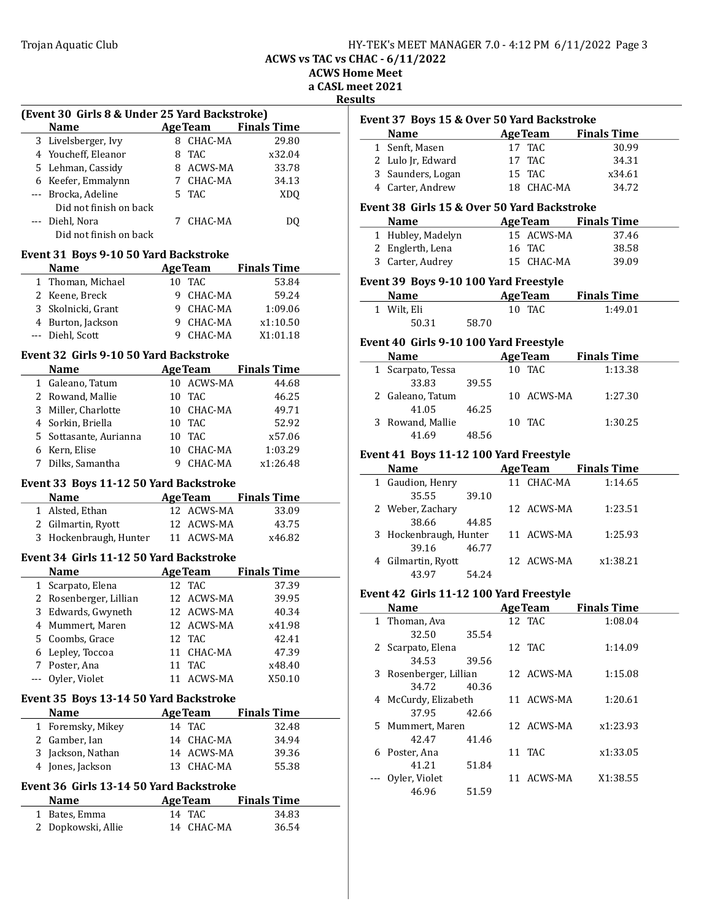ACWS vs TAC vs CHAC - 6/11/2022
ACWS Home Meet
a CASL meet 2021
Results

### (Event 30 Girls 8 & Under 25 Yard Backstroke)

| | Name | Age | Team | Finals Time |
|---|---|---|---|---|
| 3 | Livelsberger, Ivy | 8 | CHAC-MA | 29.80 |
| 4 | Youcheff, Eleanor | 8 | TAC | x32.04 |
| 5 | Lehman, Cassidy | 8 | ACWS-MA | 33.78 |
| 6 | Keefer, Emmalynn | 7 | CHAC-MA | 34.13 |
| --- | Brocka, Adeline | 5 | TAC | XDQ |
| | Did not finish on back | | | |
| --- | Diehl, Nora | 7 | CHAC-MA | DQ |
| | Did not finish on back | | | |

### Event 31 Boys 9-10 50 Yard Backstroke

| | Name | Age | Team | Finals Time |
|---|---|---|---|---|
| 1 | Thoman, Michael | 10 | TAC | 53.84 |
| 2 | Keene, Breck | 9 | CHAC-MA | 59.24 |
| 3 | Skolnicki, Grant | 9 | CHAC-MA | 1:09.06 |
| 4 | Burton, Jackson | 9 | CHAC-MA | x1:10.50 |
| --- | Diehl, Scott | 9 | CHAC-MA | X1:01.18 |

### Event 32 Girls 9-10 50 Yard Backstroke

| | Name | Age | Team | Finals Time |
|---|---|---|---|---|
| 1 | Galeano, Tatum | 10 | ACWS-MA | 44.68 |
| 2 | Rowand, Mallie | 10 | TAC | 46.25 |
| 3 | Miller, Charlotte | 10 | CHAC-MA | 49.71 |
| 4 | Sorkin, Briella | 10 | TAC | 52.92 |
| 5 | Sottasante, Aurianna | 10 | TAC | x57.06 |
| 6 | Kern, Elise | 10 | CHAC-MA | 1:03.29 |
| 7 | Dilks, Samantha | 9 | CHAC-MA | x1:26.48 |

### Event 33 Boys 11-12 50 Yard Backstroke

| | Name | Age | Team | Finals Time |
|---|---|---|---|---|
| 1 | Alsted, Ethan | 12 | ACWS-MA | 33.09 |
| 2 | Gilmartin, Ryott | 12 | ACWS-MA | 43.75 |
| 3 | Hockenbraugh, Hunter | 11 | ACWS-MA | x46.82 |

### Event 34 Girls 11-12 50 Yard Backstroke

| | Name | Age | Team | Finals Time |
|---|---|---|---|---|
| 1 | Scarpato, Elena | 12 | TAC | 37.39 |
| 2 | Rosenberger, Lillian | 12 | ACWS-MA | 39.95 |
| 3 | Edwards, Gwyneth | 12 | ACWS-MA | 40.34 |
| 4 | Mummert, Maren | 12 | ACWS-MA | x41.98 |
| 5 | Coombs, Grace | 12 | TAC | 42.41 |
| 6 | Lepley, Toccoa | 11 | CHAC-MA | 47.39 |
| 7 | Poster, Ana | 11 | TAC | x48.40 |
| --- | Oyler, Violet | 11 | ACWS-MA | X50.10 |

### Event 35 Boys 13-14 50 Yard Backstroke

| | Name | Age | Team | Finals Time |
|---|---|---|---|---|
| 1 | Foremsky, Mikey | 14 | TAC | 32.48 |
| 2 | Gamber, Ian | 14 | CHAC-MA | 34.94 |
| 3 | Jackson, Nathan | 14 | ACWS-MA | 39.36 |
| 4 | Jones, Jackson | 13 | CHAC-MA | 55.38 |

### Event 36 Girls 13-14 50 Yard Backstroke

| | Name | Age | Team | Finals Time |
|---|---|---|---|---|
| 1 | Bates, Emma | 14 | TAC | 34.83 |
| 2 | Dopkowski, Allie | 14 | CHAC-MA | 36.54 |

### Event 37 Boys 15 & Over 50 Yard Backstroke

| | Name | Age | Team | Finals Time |
|---|---|---|---|---|
| 1 | Senft, Masen | 17 | TAC | 30.99 |
| 2 | Lulo Jr, Edward | 17 | TAC | 34.31 |
| 3 | Saunders, Logan | 15 | TAC | x34.61 |
| 4 | Carter, Andrew | 18 | CHAC-MA | 34.72 |

### Event 38 Girls 15 & Over 50 Yard Backstroke

| | Name | Age | Team | Finals Time |
|---|---|---|---|---|
| 1 | Hubley, Madelyn | 15 | ACWS-MA | 37.46 |
| 2 | Englerth, Lena | 16 | TAC | 38.58 |
| 3 | Carter, Audrey | 15 | CHAC-MA | 39.09 |

### Event 39 Boys 9-10 100 Yard Freestyle

| | Name | Age | Team | Finals Time |
|---|---|---|---|---|
| 1 | Wilt, Eli | 10 | TAC | 1:49.01 |
| | 50.31 58.70 | | | |

### Event 40 Girls 9-10 100 Yard Freestyle

| | Name | Age | Team | Finals Time |
|---|---|---|---|---|
| 1 | Scarpato, Tessa | 10 | TAC | 1:13.38 |
| | 33.83 39.55 | | | |
| 2 | Galeano, Tatum | 10 | ACWS-MA | 1:27.30 |
| | 41.05 46.25 | | | |
| 3 | Rowand, Mallie | 10 | TAC | 1:30.25 |
| | 41.69 48.56 | | | |

### Event 41 Boys 11-12 100 Yard Freestyle

| | Name | Age | Team | Finals Time |
|---|---|---|---|---|
| 1 | Gaudion, Henry | 11 | CHAC-MA | 1:14.65 |
| | 35.55 39.10 | | | |
| 2 | Weber, Zachary | 12 | ACWS-MA | 1:23.51 |
| | 38.66 44.85 | | | |
| 3 | Hockenbraugh, Hunter | 11 | ACWS-MA | 1:25.93 |
| | 39.16 46.77 | | | |
| 4 | Gilmartin, Ryott | 12 | ACWS-MA | x1:38.21 |
| | 43.97 54.24 | | | |

### Event 42 Girls 11-12 100 Yard Freestyle

| | Name | Age | Team | Finals Time |
|---|---|---|---|---|
| 1 | Thoman, Ava | 12 | TAC | 1:08.04 |
| | 32.50 35.54 | | | |
| 2 | Scarpato, Elena | 12 | TAC | 1:14.09 |
| | 34.53 39.56 | | | |
| 3 | Rosenberger, Lillian | 12 | ACWS-MA | 1:15.08 |
| | 34.72 40.36 | | | |
| 4 | McCurdy, Elizabeth | 11 | ACWS-MA | 1:20.61 |
| | 37.95 42.66 | | | |
| 5 | Mummert, Maren | 12 | ACWS-MA | x1:23.93 |
| | 42.47 41.46 | | | |
| 6 | Poster, Ana | 11 | TAC | x1:33.05 |
| | 41.21 51.84 | | | |
| --- | Oyler, Violet | 11 | ACWS-MA | X1:38.55 |
| | 46.96 51.59 | | | |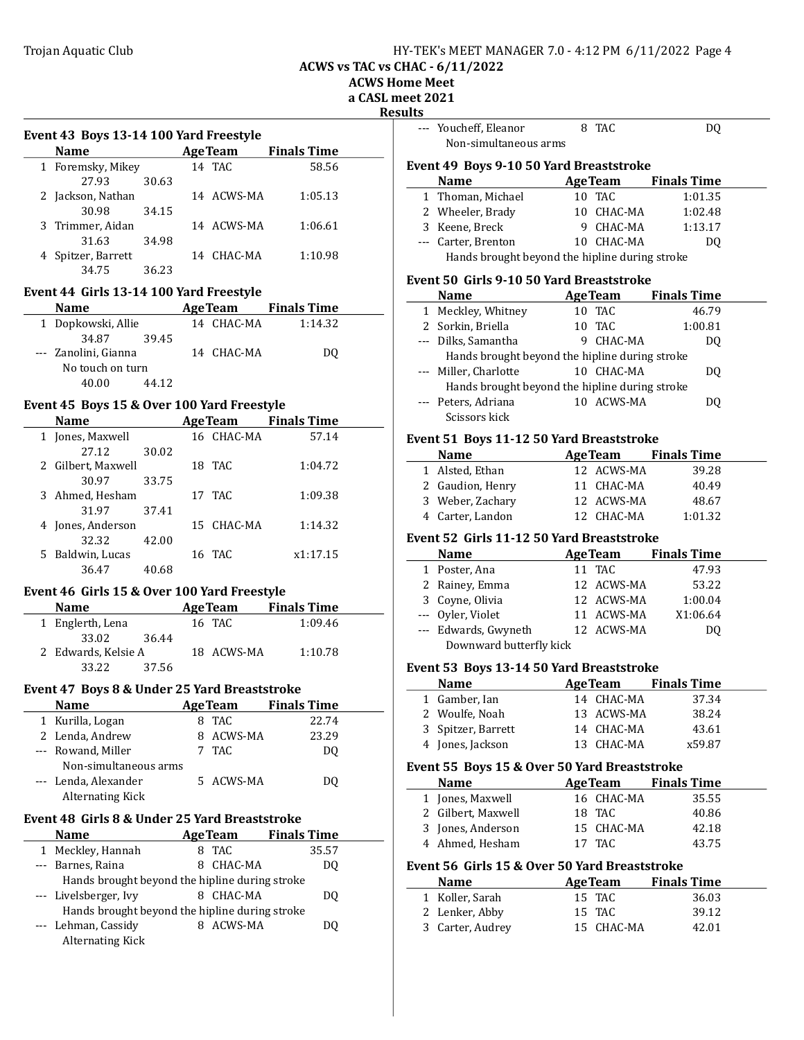## ACWS vs TAC vs CHAC - 6/11/2022

### ACWS Home Meet

### a CASL meet 2021

### Results

#### Event 43 Boys 13-14 100 Yard Freestyle

| | Name | Age | Team | Finals Time |
|---|---|---|---|---|
| 1 | Foremsky, Mikey | 14 | TAC | 58.56 |
| | 27.93 30.63 | | | |
| 2 | Jackson, Nathan | 14 | ACWS-MA | 1:05.13 |
| | 30.98 34.15 | | | |
| 3 | Trimmer, Aidan | 14 | ACWS-MA | 1:06.61 |
| | 31.63 34.98 | | | |
| 4 | Spitzer, Barrett | 14 | CHAC-MA | 1:10.98 |
| | 34.75 36.23 | | | |

#### Event 44 Girls 13-14 100 Yard Freestyle

| | Name | Age | Team | Finals Time |
|---|---|---|---|---|
| 1 | Dopkowski, Allie | 14 | CHAC-MA | 1:14.32 |
| | 34.87 39.45 | | | |
| --- | Zanolini, Gianna | 14 | CHAC-MA | DQ |
| | No touch on turn | | | |
| | 40.00 44.12 | | | |

#### Event 45 Boys 15 & Over 100 Yard Freestyle

| | Name | Age | Team | Finals Time |
|---|---|---|---|---|
| 1 | Jones, Maxwell | 16 | CHAC-MA | 57.14 |
| | 27.12 30.02 | | | |
| 2 | Gilbert, Maxwell | 18 | TAC | 1:04.72 |
| | 30.97 33.75 | | | |
| 3 | Ahmed, Hesham | 17 | TAC | 1:09.38 |
| | 31.97 37.41 | | | |
| 4 | Jones, Anderson | 15 | CHAC-MA | 1:14.32 |
| | 32.32 42.00 | | | |
| 5 | Baldwin, Lucas | 16 | TAC | x1:17.15 |
| | 36.47 40.68 | | | |

#### Event 46 Girls 15 & Over 100 Yard Freestyle

| | Name | Age | Team | Finals Time |
|---|---|---|---|---|
| 1 | Englerth, Lena | 16 | TAC | 1:09.46 |
| | 33.02 36.44 | | | |
| 2 | Edwards, Kelsie A | 18 | ACWS-MA | 1:10.78 |
| | 33.22 37.56 | | | |

#### Event 47 Boys 8 & Under 25 Yard Breaststroke

| | Name | Age | Team | Finals Time |
|---|---|---|---|---|
| 1 | Kurilla, Logan | 8 | TAC | 22.74 |
| 2 | Lenda, Andrew | 8 | ACWS-MA | 23.29 |
| --- | Rowand, Miller | 7 | TAC | DQ |
| | Non-simultaneous arms | | | |
| --- | Lenda, Alexander | 5 | ACWS-MA | DQ |
| | Alternating Kick | | | |

#### Event 48 Girls 8 & Under 25 Yard Breaststroke

| | Name | Age | Team | Finals Time |
|---|---|---|---|---|
| 1 | Meckley, Hannah | 8 | TAC | 35.57 |
| --- | Barnes, Raina | 8 | CHAC-MA | DQ |
| | Hands brought beyond the hipline during stroke | | | |
| --- | Livelsberger, Ivy | 8 | CHAC-MA | DQ |
| | Hands brought beyond the hipline during stroke | | | |
| --- | Lehman, Cassidy | 8 | ACWS-MA | DQ |
| | Alternating Kick | | | |
| --- | Youcheff, Eleanor | 8 | TAC | DQ |
| | Non-simultaneous arms | | | |

#### Event 49 Boys 9-10 50 Yard Breaststroke

| | Name | Age | Team | Finals Time |
|---|---|---|---|---|
| 1 | Thoman, Michael | 10 | TAC | 1:01.35 |
| 2 | Wheeler, Brady | 10 | CHAC-MA | 1:02.48 |
| 3 | Keene, Breck | 9 | CHAC-MA | 1:13.17 |
| --- | Carter, Brenton | 10 | CHAC-MA | DQ |
| | Hands brought beyond the hipline during stroke | | | |

#### Event 50 Girls 9-10 50 Yard Breaststroke

| | Name | Age | Team | Finals Time |
|---|---|---|---|---|
| 1 | Meckley, Whitney | 10 | TAC | 46.79 |
| 2 | Sorkin, Briella | 10 | TAC | 1:00.81 |
| --- | Dilks, Samantha | 9 | CHAC-MA | DQ |
| | Hands brought beyond the hipline during stroke | | | |
| --- | Miller, Charlotte | 10 | CHAC-MA | DQ |
| | Hands brought beyond the hipline during stroke | | | |
| --- | Peters, Adriana | 10 | ACWS-MA | DQ |
| | Scissors kick | | | |

#### Event 51 Boys 11-12 50 Yard Breaststroke

| | Name | Age | Team | Finals Time |
|---|---|---|---|---|
| 1 | Alsted, Ethan | 12 | ACWS-MA | 39.28 |
| 2 | Gaudion, Henry | 11 | CHAC-MA | 40.49 |
| 3 | Weber, Zachary | 12 | ACWS-MA | 48.67 |
| 4 | Carter, Landon | 12 | CHAC-MA | 1:01.32 |

#### Event 52 Girls 11-12 50 Yard Breaststroke

| | Name | Age | Team | Finals Time |
|---|---|---|---|---|
| 1 | Poster, Ana | 11 | TAC | 47.93 |
| 2 | Rainey, Emma | 12 | ACWS-MA | 53.22 |
| 3 | Coyne, Olivia | 12 | ACWS-MA | 1:00.04 |
| --- | Oyler, Violet | 11 | ACWS-MA | X1:06.64 |
| --- | Edwards, Gwyneth | 12 | ACWS-MA | DQ |
| | Downward butterfly kick | | | |

#### Event 53 Boys 13-14 50 Yard Breaststroke

| | Name | Age | Team | Finals Time |
|---|---|---|---|---|
| 1 | Gamber, Ian | 14 | CHAC-MA | 37.34 |
| 2 | Woulfe, Noah | 13 | ACWS-MA | 38.24 |
| 3 | Spitzer, Barrett | 14 | CHAC-MA | 43.61 |
| 4 | Jones, Jackson | 13 | CHAC-MA | x59.87 |

#### Event 55 Boys 15 & Over 50 Yard Breaststroke

| | Name | Age | Team | Finals Time |
|---|---|---|---|---|
| 1 | Jones, Maxwell | 16 | CHAC-MA | 35.55 |
| 2 | Gilbert, Maxwell | 18 | TAC | 40.86 |
| 3 | Jones, Anderson | 15 | CHAC-MA | 42.18 |
| 4 | Ahmed, Hesham | 17 | TAC | 43.75 |

#### Event 56 Girls 15 & Over 50 Yard Breaststroke

| | Name | Age | Team | Finals Time |
|---|---|---|---|---|
| 1 | Koller, Sarah | 15 | TAC | 36.03 |
| 2 | Lenker, Abby | 15 | TAC | 39.12 |
| 3 | Carter, Audrey | 15 | CHAC-MA | 42.01 |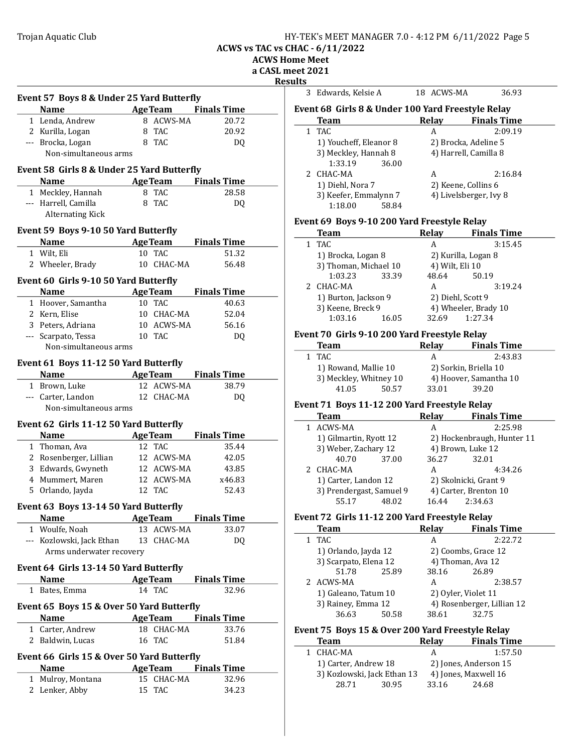## Event 57 Boys 8 & Under 25 Yard Butterfly

| | Name | Age | Team | Finals Time |
|---|---|---|---|---|
| 1 | Lenda, Andrew | 8 | ACWS-MA | 20.72 |
| 2 | Kurilla, Logan | 8 | TAC | 20.92 |
| --- | Brocka, Logan | 8 | TAC | DQ |
| | Non-simultaneous arms | | | |

## Event 58 Girls 8 & Under 25 Yard Butterfly

| | Name | Age | Team | Finals Time |
|---|---|---|---|---|
| 1 | Meckley, Hannah | 8 | TAC | 28.58 |
| --- | Harrell, Camilla | 8 | TAC | DQ |
| | Alternating Kick | | | |

## Event 59 Boys 9-10 50 Yard Butterfly

| | Name | Age | Team | Finals Time |
|---|---|---|---|---|
| 1 | Wilt, Eli | 10 | TAC | 51.32 |
| 2 | Wheeler, Brady | 10 | CHAC-MA | 56.48 |

## Event 60 Girls 9-10 50 Yard Butterfly

| | Name | Age | Team | Finals Time |
|---|---|---|---|---|
| 1 | Hoover, Samantha | 10 | TAC | 40.63 |
| 2 | Kern, Elise | 10 | CHAC-MA | 52.04 |
| 3 | Peters, Adriana | 10 | ACWS-MA | 56.16 |
| --- | Scarpato, Tessa | 10 | TAC | DQ |
| | Non-simultaneous arms | | | |

## Event 61 Boys 11-12 50 Yard Butterfly

| | Name | Age | Team | Finals Time |
|---|---|---|---|---|
| 1 | Brown, Luke | 12 | ACWS-MA | 38.79 |
| --- | Carter, Landon | 12 | CHAC-MA | DQ |
| | Non-simultaneous arms | | | |

## Event 62 Girls 11-12 50 Yard Butterfly

| | Name | Age | Team | Finals Time |
|---|---|---|---|---|
| 1 | Thoman, Ava | 12 | TAC | 35.44 |
| 2 | Rosenberger, Lillian | 12 | ACWS-MA | 42.05 |
| 3 | Edwards, Gwyneth | 12 | ACWS-MA | 43.85 |
| 4 | Mummert, Maren | 12 | ACWS-MA | x46.83 |
| 5 | Orlando, Jayda | 12 | TAC | 52.43 |

## Event 63 Boys 13-14 50 Yard Butterfly

| | Name | Age | Team | Finals Time |
|---|---|---|---|---|
| 1 | Woulfe, Noah | 13 | ACWS-MA | 33.07 |
| --- | Kozlowski, Jack Ethan | 13 | CHAC-MA | DQ |
| | Arms underwater recovery | | | |

## Event 64 Girls 13-14 50 Yard Butterfly

| | Name | Age | Team | Finals Time |
|---|---|---|---|---|
| 1 | Bates, Emma | 14 | TAC | 32.96 |

## Event 65 Boys 15 & Over 50 Yard Butterfly

| | Name | Age | Team | Finals Time |
|---|---|---|---|---|
| 1 | Carter, Andrew | 18 | CHAC-MA | 33.76 |
| 2 | Baldwin, Lucas | 16 | TAC | 51.84 |

## Event 66 Girls 15 & Over 50 Yard Butterfly

| | Name | Age | Team | Finals Time |
|---|---|---|---|---|
| 1 | Mulroy, Montana | 15 | CHAC-MA | 32.96 |
| 2 | Lenker, Abby | 15 | TAC | 34.23 |
| 3 | Edwards, Kelsie A | 18 | ACWS-MA | 36.93 |

## Event 68 Girls 8 & Under 100 Yard Freestyle Relay

| | Team | Relay | Finals Time |
|---|---|---|---|
| 1 | TAC | A | 2:09.19 |

1) Youcheff, Eleanor 8 — 2) Brocka, Adeline 5 — 3) Meckley, Hannah 8 — 4) Harrell, Camilla 8
Splits: 1:33.19 36.00

| | Team | Relay | Finals Time |
|---|---|---|---|
| 2 | CHAC-MA | A | 2:16.84 |

1) Diehl, Nora 7 — 2) Keene, Collins 6 — 3) Keefer, Emmalynn 7 — 4) Livelsberger, Ivy 8
Splits: 1:18.00 58.84

## Event 69 Boys 9-10 200 Yard Freestyle Relay

| | Team | Relay | Finals Time |
|---|---|---|---|
| 1 | TAC | A | 3:15.45 |

1) Brocka, Logan 8 — 2) Kurilla, Logan 8 — 3) Thoman, Michael 10 — 4) Wilt, Eli 10
Splits: 1:03.23 33.39 48.64 50.19

| | Team | Relay | Finals Time |
|---|---|---|---|
| 2 | CHAC-MA | A | 3:19.24 |

1) Burton, Jackson 9 — 2) Diehl, Scott 9 — 3) Keene, Breck 9 — 4) Wheeler, Brady 10
Splits: 1:03.16 16.05 32.69 1:27.34

## Event 70 Girls 9-10 200 Yard Freestyle Relay

| | Team | Relay | Finals Time |
|---|---|---|---|
| 1 | TAC | A | 2:43.83 |

1) Rowand, Mallie 10 — 2) Sorkin, Briella 10 — 3) Meckley, Whitney 10 — 4) Hoover, Samantha 10
Splits: 41.05 50.57 33.01 39.20

## Event 71 Boys 11-12 200 Yard Freestyle Relay

| | Team | Relay | Finals Time |
|---|---|---|---|
| 1 | ACWS-MA | A | 2:25.98 |

1) Gilmartin, Ryott 12 — 2) Hockenbraugh, Hunter 11 — 3) Weber, Zachary 12 — 4) Brown, Luke 12
Splits: 40.70 37.00 36.27 32.01

| | Team | Relay | Finals Time |
|---|---|---|---|
| 2 | CHAC-MA | A | 4:34.26 |

1) Carter, Landon 12 — 2) Skolnicki, Grant 9 — 3) Prendergast, Samuel 9 — 4) Carter, Brenton 10
Splits: 55.17 48.02 16.44 2:34.63

## Event 72 Girls 11-12 200 Yard Freestyle Relay

| | Team | Relay | Finals Time |
|---|---|---|---|
| 1 | TAC | A | 2:22.72 |

1) Orlando, Jayda 12 — 2) Coombs, Grace 12 — 3) Scarpato, Elena 12 — 4) Thoman, Ava 12
Splits: 51.78 25.89 38.16 26.89

| | Team | Relay | Finals Time |
|---|---|---|---|
| 2 | ACWS-MA | A | 2:38.57 |

1) Galeano, Tatum 10 — 2) Oyler, Violet 11 — 3) Rainey, Emma 12 — 4) Rosenberger, Lillian 12
Splits: 36.63 50.58 38.61 32.75

## Event 75 Boys 15 & Over 200 Yard Freestyle Relay

| | Team | Relay | Finals Time |
|---|---|---|---|
| 1 | CHAC-MA | A | 1:57.50 |

1) Carter, Andrew 18 — 2) Jones, Anderson 15 — 3) Kozlowski, Jack Ethan 13 — 4) Jones, Maxwell 16
Splits: 28.71 30.95 33.16 24.68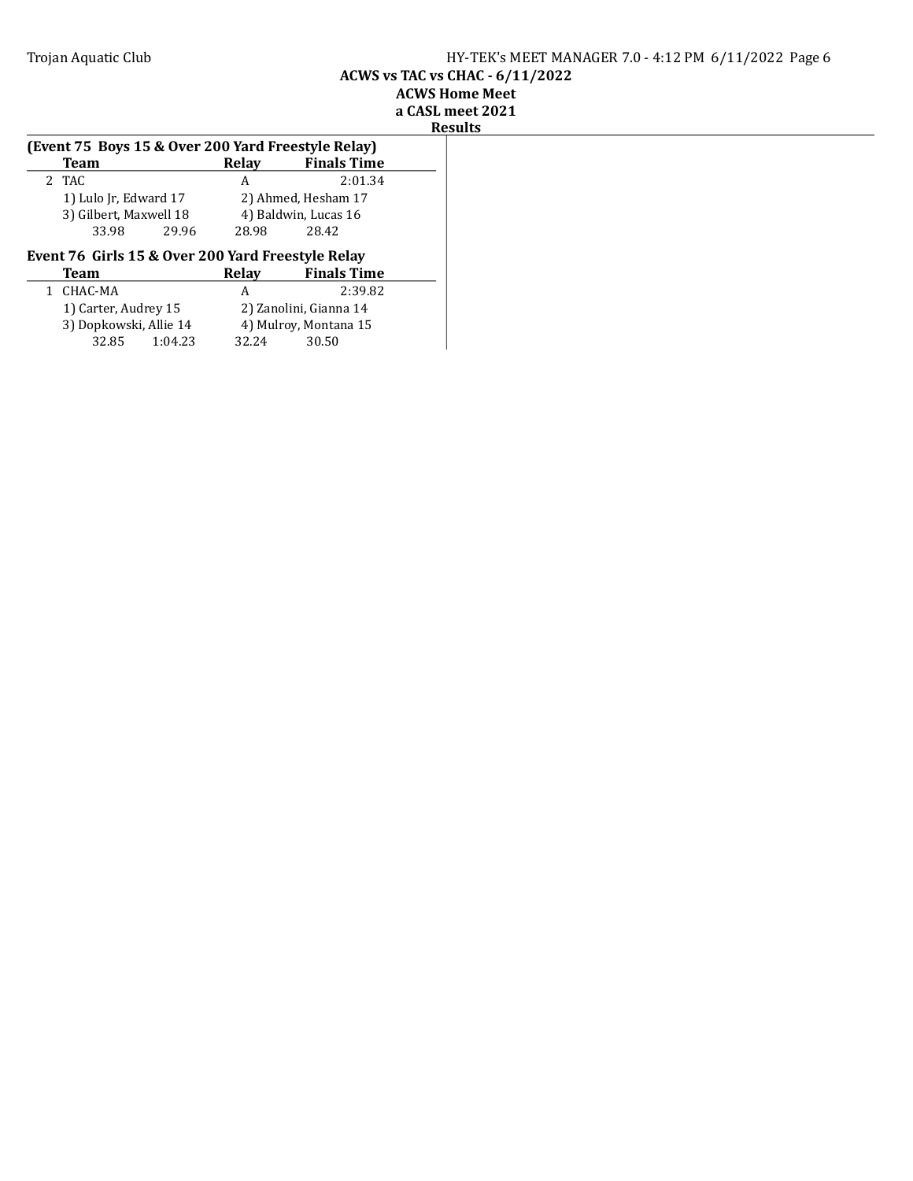ACWS vs TAC vs CHAC - 6/11/2022
ACWS Home Meet
a CASL meet 2021
Results

**(Event 75 Boys 15 & Over 200 Yard Freestyle Relay)**

| Team | | Relay | Finals Time |
|---|---|---|---|
| 2 TAC | | A | 2:01.34 |
| 1) Lulo Jr, Edward 17 | | 2) Ahmed, Hesham 17 | |
| 3) Gilbert, Maxwell 18 | | 4) Baldwin, Lucas 16 | |
| 33.98 | 29.96 | 28.98 | 28.42 |

**Event 76 Girls 15 & Over 200 Yard Freestyle Relay**

| Team | | Relay | Finals Time |
|---|---|---|---|
| 1 CHAC-MA | | A | 2:39.82 |
| 1) Carter, Audrey 15 | | 2) Zanolini, Gianna 14 | |
| 3) Dopkowski, Allie 14 | | 4) Mulroy, Montana 15 | |
| 32.85 | 1:04.23 | 32.24 | 30.50 |